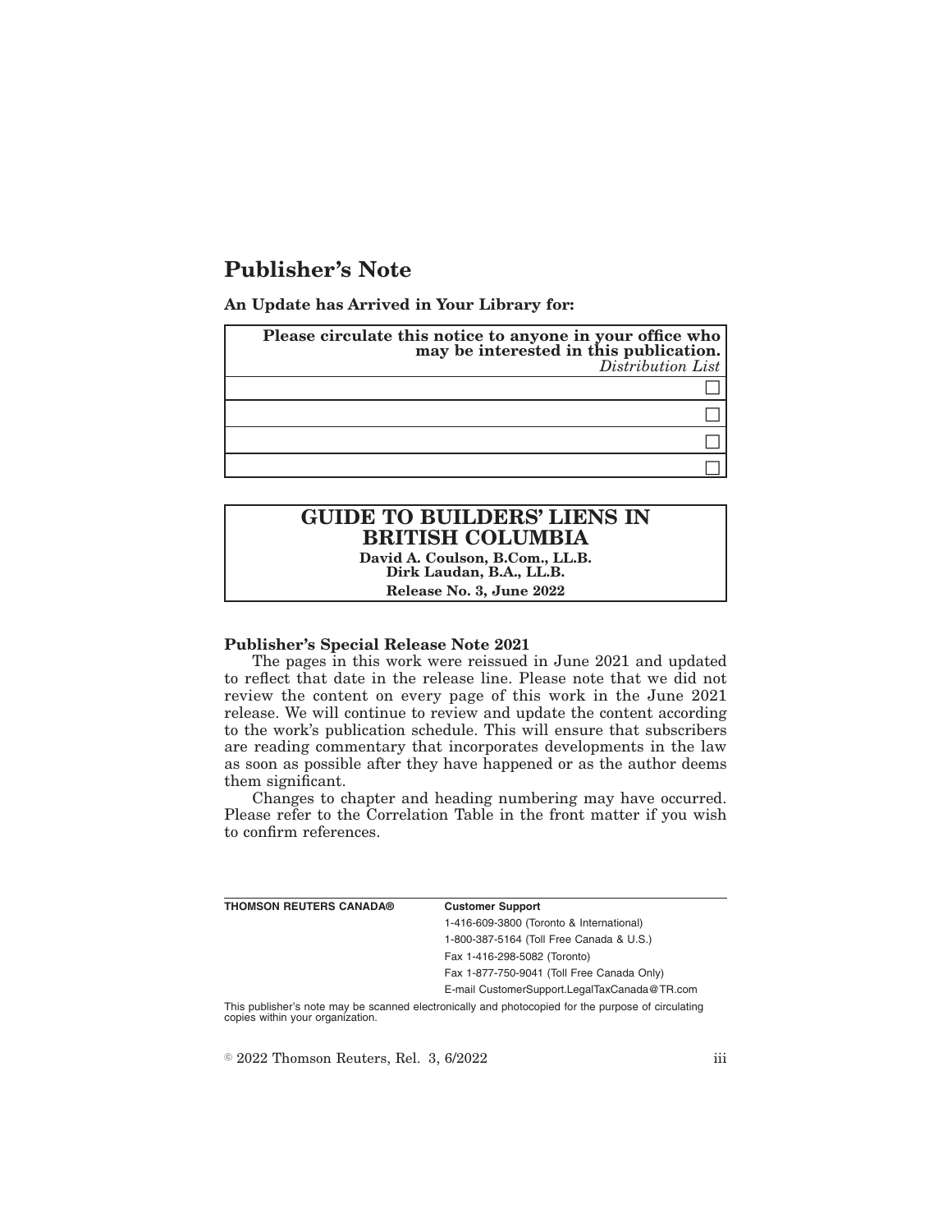# Publisher's Note

**An Update has Arrived in Your Library for:**

| **Please circulate this notice to anyone in your office who may be interested in this publication.** *Distribution List* |
| --- |
| ☐ |
| ☐ |
| ☐ |
| ☐ |

**GUIDE TO BUILDERS' LIENS IN BRITISH COLUMBIA**

**David A. Coulson, B.Com., LL.B.**
**Dirk Laudan, B.A., LL.B.**

**Release No. 3, June 2022**

**Publisher's Special Release Note 2021**

The pages in this work were reissued in June 2021 and updated to reflect that date in the release line. Please note that we did not review the content on every page of this work in the June 2021 release. We will continue to review and update the content according to the work's publication schedule. This will ensure that subscribers are reading commentary that incorporates developments in the law as soon as possible after they have happened or as the author deems them significant.

Changes to chapter and heading numbering may have occurred. Please refer to the Correlation Table in the front matter if you wish to confirm references.

| **THOMSON REUTERS CANADA®** | **Customer Support** |
| --- | --- |
| | 1-416-609-3800 (Toronto & International) |
| | 1-800-387-5164 (Toll Free Canada & U.S.) |
| | Fax 1-416-298-5082 (Toronto) |
| | Fax 1-877-750-9041 (Toll Free Canada Only) |
| | E-mail CustomerSupport.LegalTaxCanada@TR.com |

This publisher's note may be scanned electronically and photocopied for the purpose of circulating copies within your organization.

© 2022 Thomson Reuters, Rel. 3, 6/2022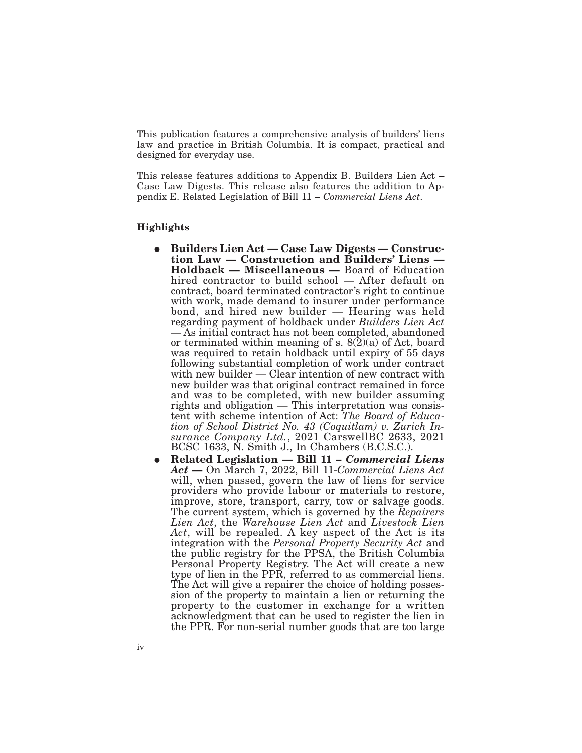This publication features a comprehensive analysis of builders' liens law and practice in British Columbia. It is compact, practical and designed for everyday use.

This release features additions to Appendix B. Builders Lien Act – Case Law Digests. This release also features the addition to Appendix E. Related Legislation of Bill 11 – *Commercial Liens Act*.

**Highlights**

- **Builders Lien Act — Case Law Digests — Construction Law — Construction and Builders' Liens — Holdback — Miscellaneous —** Board of Education hired contractor to build school — After default on contract, board terminated contractor's right to continue with work, made demand to insurer under performance bond, and hired new builder — Hearing was held regarding payment of holdback under *Builders Lien Act* — As initial contract has not been completed, abandoned or terminated within meaning of s. 8(2)(a) of Act, board was required to retain holdback until expiry of 55 days following substantial completion of work under contract with new builder — Clear intention of new contract with new builder was that original contract remained in force and was to be completed, with new builder assuming rights and obligation — This interpretation was consistent with scheme intention of Act: *The Board of Education of School District No. 43 (Coquitlam) v. Zurich Insurance Company Ltd.*, 2021 CarswellBC 2633, 2021 BCSC 1633, N. Smith J., In Chambers (B.C.S.C.).
- **Related Legislation — Bill 11 – *Commercial Liens Act* —** On March 7, 2022, Bill 11-*Commercial Liens Act* will, when passed, govern the law of liens for service providers who provide labour or materials to restore, improve, store, transport, carry, tow or salvage goods. The current system, which is governed by the *Repairers Lien Act*, the *Warehouse Lien Act* and *Livestock Lien Act*, will be repealed. A key aspect of the Act is its integration with the *Personal Property Security Act* and the public registry for the PPSA, the British Columbia Personal Property Registry. The Act will create a new type of lien in the PPR, referred to as commercial liens. The Act will give a repairer the choice of holding possession of the property to maintain a lien or returning the property to the customer in exchange for a written acknowledgment that can be used to register the lien in the PPR. For non-serial number goods that are too large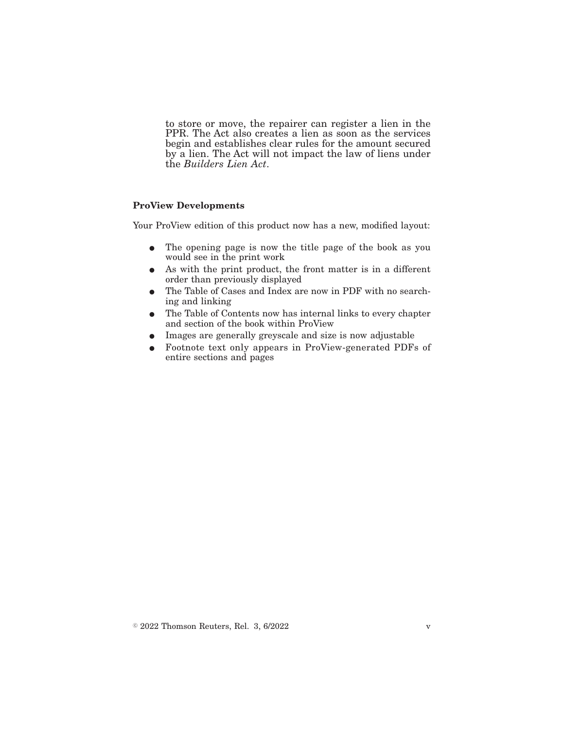to store or move, the repairer can register a lien in the PPR. The Act also creates a lien as soon as the services begin and establishes clear rules for the amount secured by a lien. The Act will not impact the law of liens under the *Builders Lien Act*.

**ProView Developments**

Your ProView edition of this product now has a new, modified layout:

- The opening page is now the title page of the book as you would see in the print work
- As with the print product, the front matter is in a different order than previously displayed
- The Table of Cases and Index are now in PDF with no searching and linking
- The Table of Contents now has internal links to every chapter and section of the book within ProView
- Images are generally greyscale and size is now adjustable
- Footnote text only appears in ProView-generated PDFs of entire sections and pages